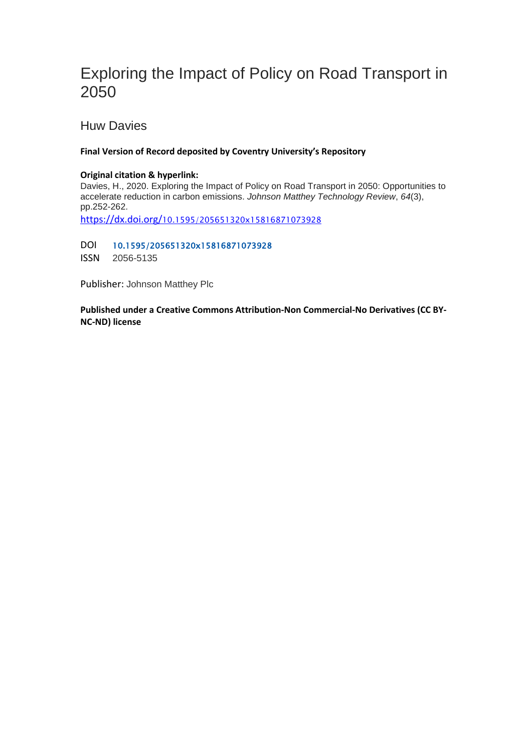# Exploring the Impact of Policy on Road Transport in 2050

Huw Davies

**Final Version of Record deposited by Coventry University's Repository**

**Original citation & hyperlink:**

Davies, H., 2020. Exploring the Impact of Policy on Road Transport in 2050: Opportunities to accelerate reduction in carbon emissions. *Johnson Matthey Technology Review*, *64*(3), pp.252-262.

https://dx.doi.org/10.1595/205651320x15816871073928

DOI 10.1595/205651320x15816871073928

ISSN 2056-5135

Publisher: Johnson Matthey Plc

**Published under a Creative Commons Attribution-Non Commercial-No Derivatives (CC BY-NC-ND) license**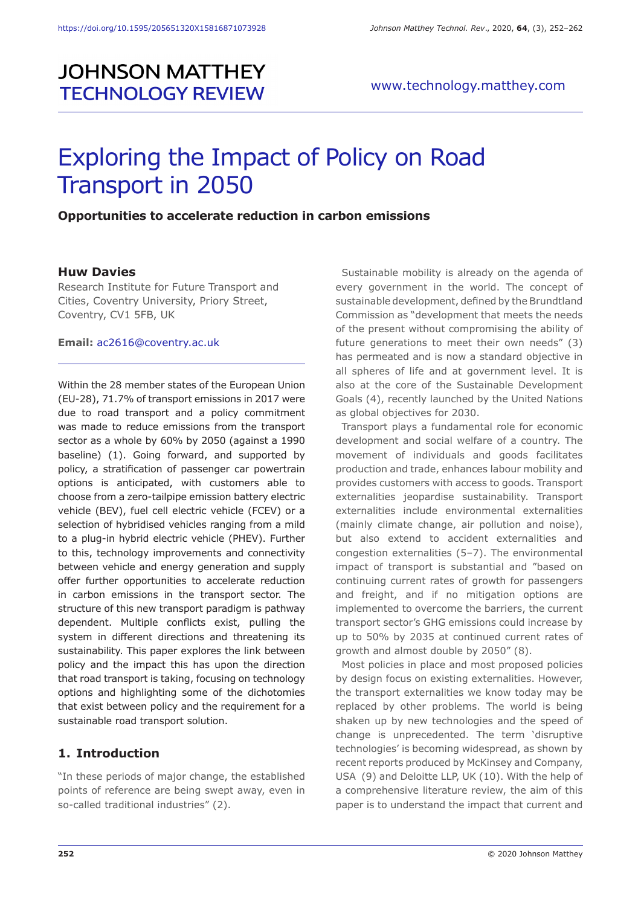# Exploring the Impact of Policy on Road Transport in 2050

**Opportunities to accelerate reduction in carbon emissions**

**Huw Davies**

Research Institute for Future Transport and Cities, Coventry University, Priory Street, Coventry, CV1 5FB, UK

**Email:** ac2616@coventry.ac.uk

Within the 28 member states of the European Union (EU-28), 71.7% of transport emissions in 2017 were due to road transport and a policy commitment was made to reduce emissions from the transport sector as a whole by 60% by 2050 (against a 1990 baseline) (1). Going forward, and supported by policy, a stratification of passenger car powertrain options is anticipated, with customers able to choose from a zero-tailpipe emission battery electric vehicle (BEV), fuel cell electric vehicle (FCEV) or a selection of hybridised vehicles ranging from a mild to a plug-in hybrid electric vehicle (PHEV). Further to this, technology improvements and connectivity between vehicle and energy generation and supply offer further opportunities to accelerate reduction in carbon emissions in the transport sector. The structure of this new transport paradigm is pathway dependent. Multiple conflicts exist, pulling the system in different directions and threatening its sustainability. This paper explores the link between policy and the impact this has upon the direction that road transport is taking, focusing on technology options and highlighting some of the dichotomies that exist between policy and the requirement for a sustainable road transport solution.

## 1. Introduction

"In these periods of major change, the established points of reference are being swept away, even in so-called traditional industries" (2).

Sustainable mobility is already on the agenda of every government in the world. The concept of sustainable development, defined by the Brundtland Commission as "development that meets the needs of the present without compromising the ability of future generations to meet their own needs" (3) has permeated and is now a standard objective in all spheres of life and at government level. It is also at the core of the Sustainable Development Goals (4), recently launched by the United Nations as global objectives for 2030.

Transport plays a fundamental role for economic development and social welfare of a country. The movement of individuals and goods facilitates production and trade, enhances labour mobility and provides customers with access to goods. Transport externalities jeopardise sustainability. Transport externalities include environmental externalities (mainly climate change, air pollution and noise), but also extend to accident externalities and congestion externalities (5–7). The environmental impact of transport is substantial and "based on continuing current rates of growth for passengers and freight, and if no mitigation options are implemented to overcome the barriers, the current transport sector's GHG emissions could increase by up to 50% by 2035 at continued current rates of growth and almost double by 2050" (8).

Most policies in place and most proposed policies by design focus on existing externalities. However, the transport externalities we know today may be replaced by other problems. The world is being shaken up by new technologies and the speed of change is unprecedented. The term 'disruptive technologies' is becoming widespread, as shown by recent reports produced by McKinsey and Company, USA (9) and Deloitte LLP, UK (10). With the help of a comprehensive literature review, the aim of this paper is to understand the impact that current and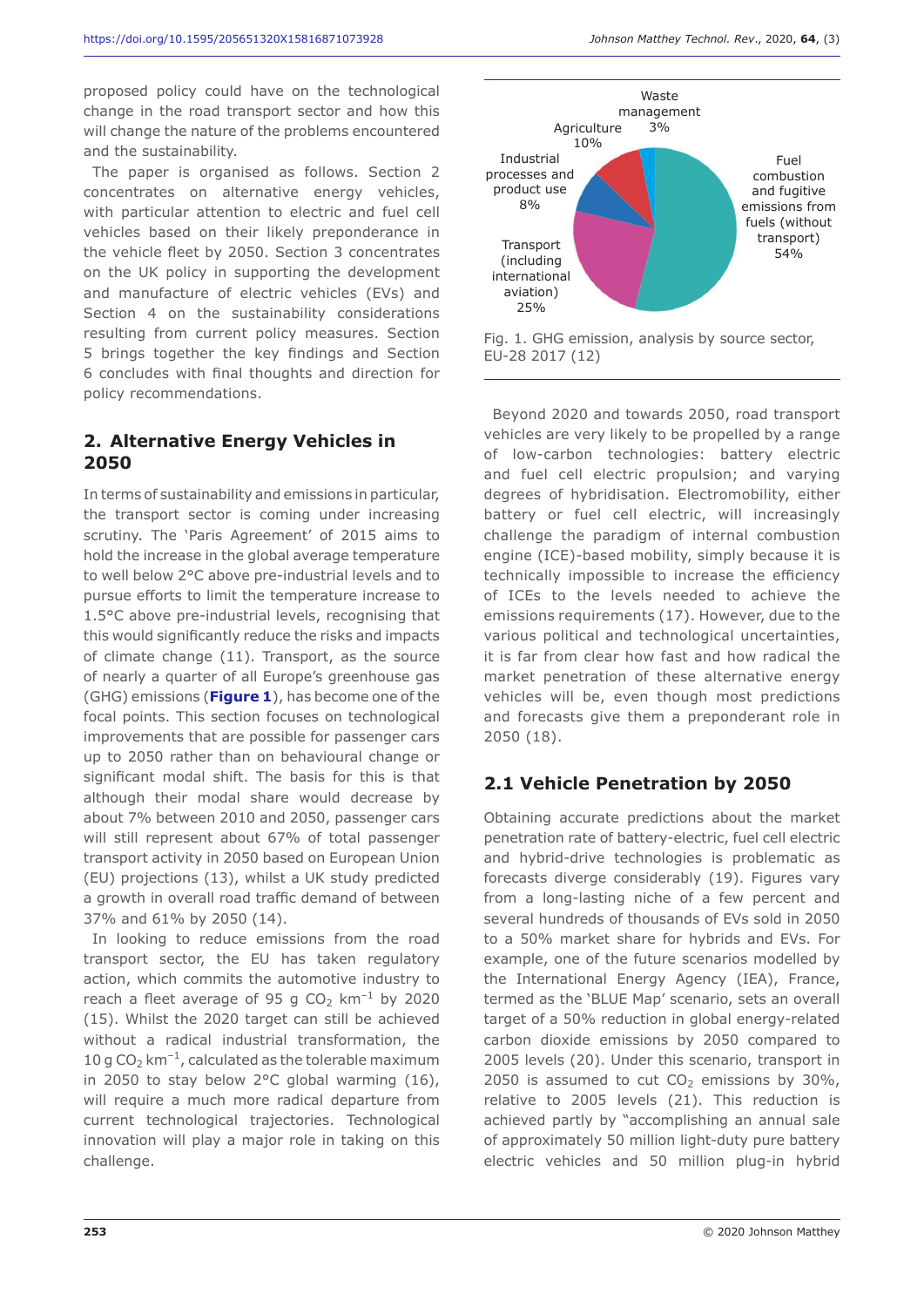proposed policy could have on the technological change in the road transport sector and how this will change the nature of the problems encountered and the sustainability.

The paper is organised as follows. Section 2 concentrates on alternative energy vehicles, with particular attention to electric and fuel cell vehicles based on their likely preponderance in the vehicle fleet by 2050. Section 3 concentrates on the UK policy in supporting the development and manufacture of electric vehicles (EVs) and Section 4 on the sustainability considerations resulting from current policy measures. Section 5 brings together the key findings and Section 6 concludes with final thoughts and direction for policy recommendations.

## 2. Alternative Energy Vehicles in 2050

In terms of sustainability and emissions in particular, the transport sector is coming under increasing scrutiny. The 'Paris Agreement' of 2015 aims to hold the increase in the global average temperature to well below 2°C above pre-industrial levels and to pursue efforts to limit the temperature increase to 1.5°C above pre-industrial levels, recognising that this would significantly reduce the risks and impacts of climate change (11). Transport, as the source of nearly a quarter of all Europe's greenhouse gas (GHG) emissions (**Figure 1**), has become one of the focal points. This section focuses on technological improvements that are possible for passenger cars up to 2050 rather than on behavioural change or significant modal shift. The basis for this is that although their modal share would decrease by about 7% between 2010 and 2050, passenger cars will still represent about 67% of total passenger transport activity in 2050 based on European Union (EU) projections (13), whilst a UK study predicted a growth in overall road traffic demand of between 37% and 61% by 2050 (14).

In looking to reduce emissions from the road transport sector, the EU has taken regulatory action, which commits the automotive industry to reach a fleet average of 95 g $CO_2$ $km^{-1}$ by 2020 (15). Whilst the 2020 target can still be achieved without a radical industrial transformation, the 10 g $CO_2$ $km^{-1}$, calculated as the tolerable maximum in 2050 to stay below 2°C global warming (16), will require a much more radical departure from current technological trajectories. Technological innovation will play a major role in taking on this challenge.

Waste management 3%; Agriculture 10%; Industrial processes and product use 8%; Transport (including international aviation) 25%; Fuel combustion and fugitive emissions from fuels (without transport) 54%

Fig. 1. GHG emission, analysis by source sector, EU-28 2017 (12)

Beyond 2020 and towards 2050, road transport vehicles are very likely to be propelled by a range of low-carbon technologies: battery electric and fuel cell electric propulsion; and varying degrees of hybridisation. Electromobility, either battery or fuel cell electric, will increasingly challenge the paradigm of internal combustion engine (ICE)-based mobility, simply because it is technically impossible to increase the efficiency of ICEs to the levels needed to achieve the emissions requirements (17). However, due to the various political and technological uncertainties, it is far from clear how fast and how radical the market penetration of these alternative energy vehicles will be, even though most predictions and forecasts give them a preponderant role in 2050 (18).

### 2.1 Vehicle Penetration by 2050

Obtaining accurate predictions about the market penetration rate of battery-electric, fuel cell electric and hybrid-drive technologies is problematic as forecasts diverge considerably (19). Figures vary from a long-lasting niche of a few percent and several hundreds of thousands of EVs sold in 2050 to a 50% market share for hybrids and EVs. For example, one of the future scenarios modelled by the International Energy Agency (IEA), France, termed as the 'BLUE Map' scenario, sets an overall target of a 50% reduction in global energy-related carbon dioxide emissions by 2050 compared to 2005 levels (20). Under this scenario, transport in 2050 is assumed to cut $CO_2$ emissions by 30%, relative to 2005 levels (21). This reduction is achieved partly by "accomplishing an annual sale of approximately 50 million light-duty pure battery electric vehicles and 50 million plug-in hybrid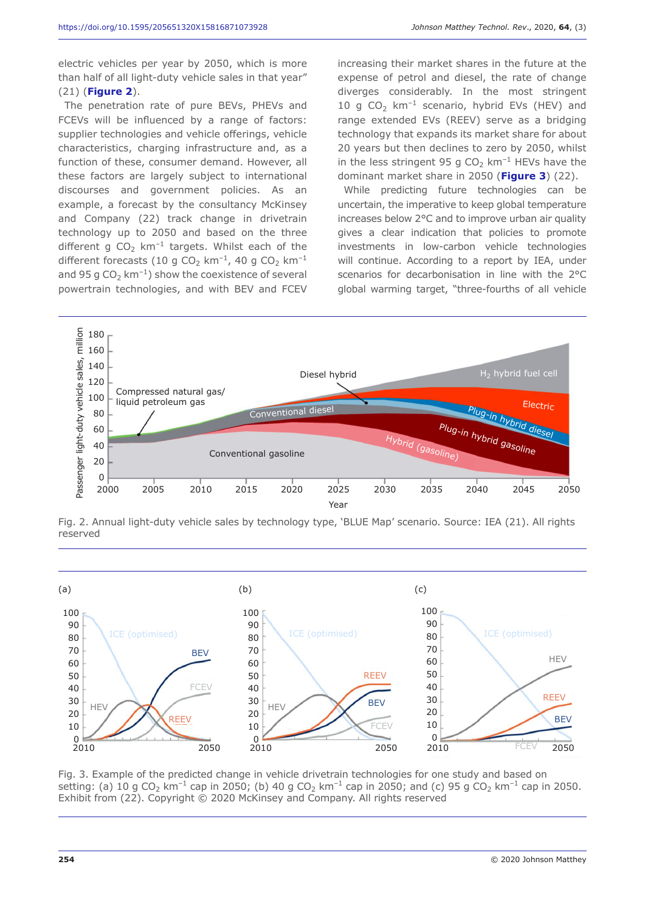electric vehicles per year by 2050, which is more than half of all light-duty vehicle sales in that year" (21) (**Figure 2**).

The penetration rate of pure BEVs, PHEVs and FCEVs will be influenced by a range of factors: supplier technologies and vehicle offerings, vehicle characteristics, charging infrastructure and, as a function of these, consumer demand. However, all these factors are largely subject to international discourses and government policies. As an example, a forecast by the consultancy McKinsey and Company (22) track change in drivetrain technology up to 2050 and based on the three different g $CO_2$ km$^{-1}$ targets. Whilst each of the different forecasts (10 g $CO_2$ km$^{-1}$, 40 g $CO_2$ km$^{-1}$ and 95 g $CO_2$ km$^{-1}$) show the coexistence of several powertrain technologies, and with BEV and FCEV increasing their market shares in the future at the expense of petrol and diesel, the rate of change diverges considerably. In the most stringent 10 g $CO_2$ km$^{-1}$ scenario, hybrid EVs (HEV) and range extended EVs (REEV) serve as a bridging technology that expands its market share for about 20 years but then declines to zero by 2050, whilst in the less stringent 95 g $CO_2$ km$^{-1}$ HEVs have the dominant market share in 2050 (**Figure 3**) (22).

While predicting future technologies can be uncertain, the imperative to keep global temperature increases below 2°C and to improve urban air quality gives a clear indication that policies to promote investments in low-carbon vehicle technologies will continue. According to a report by IEA, under scenarios for decarbonisation in line with the 2°C global warming target, "three-fourths of all vehicle

Fig. 2. Annual light-duty vehicle sales by technology type, 'BLUE Map' scenario. Source: IEA (21). All rights reserved

Fig. 3. Example of the predicted change in vehicle drivetrain technologies for one study and based on setting: (a) 10 g $CO_2$ km$^{-1}$ cap in 2050; (b) 40 g $CO_2$ km$^{-1}$ cap in 2050; and (c) 95 g $CO_2$ km$^{-1}$ cap in 2050. Exhibit from (22). Copyright © 2020 McKinsey and Company. All rights reserved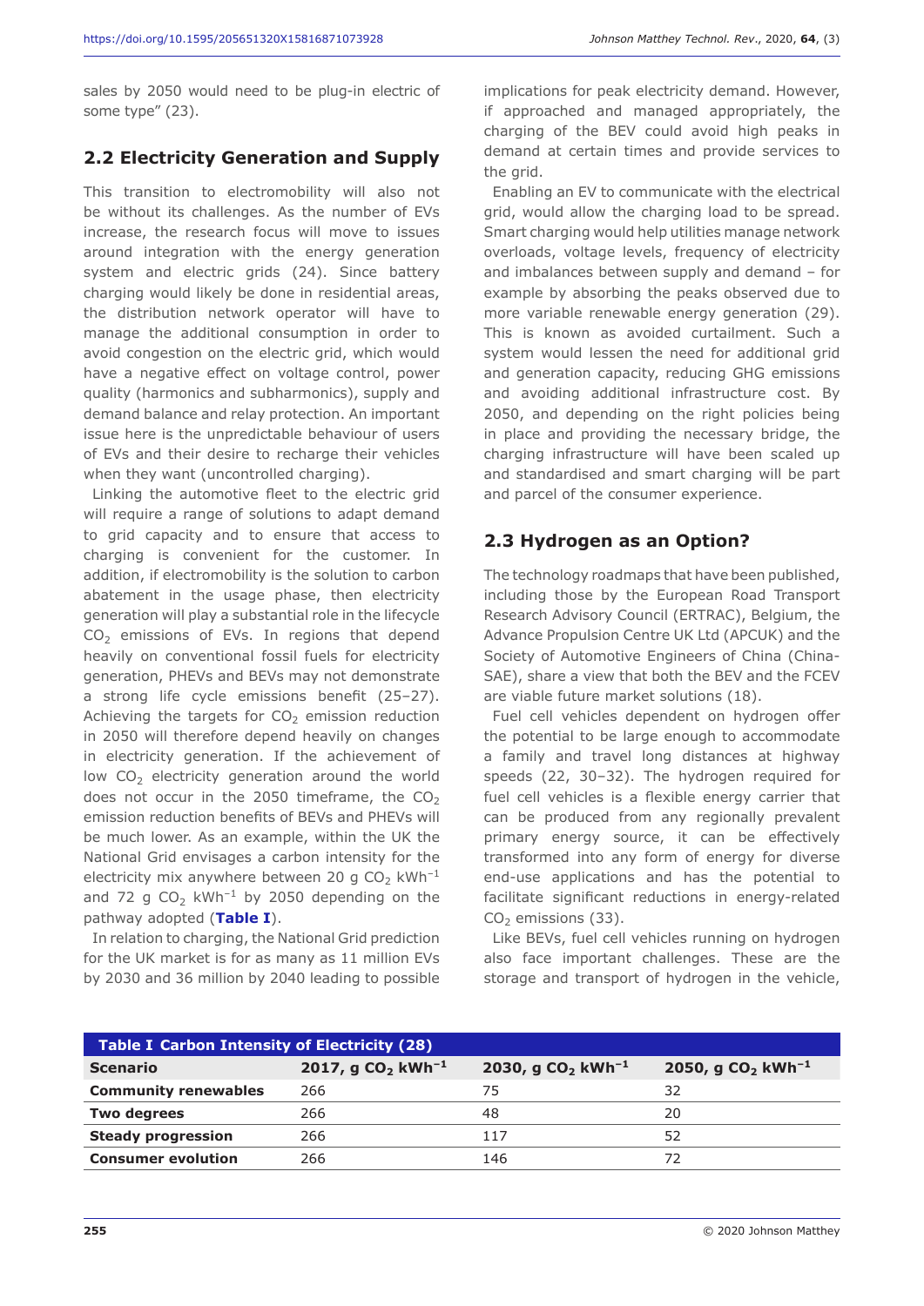sales by 2050 would need to be plug-in electric of some type" (23).

## 2.2 Electricity Generation and Supply

This transition to electromobility will also not be without its challenges. As the number of EVs increase, the research focus will move to issues around integration with the energy generation system and electric grids (24). Since battery charging would likely be done in residential areas, the distribution network operator will have to manage the additional consumption in order to avoid congestion on the electric grid, which would have a negative effect on voltage control, power quality (harmonics and subharmonics), supply and demand balance and relay protection. An important issue here is the unpredictable behaviour of users of EVs and their desire to recharge their vehicles when they want (uncontrolled charging).

Linking the automotive fleet to the electric grid will require a range of solutions to adapt demand to grid capacity and to ensure that access to charging is convenient for the customer. In addition, if electromobility is the solution to carbon abatement in the usage phase, then electricity generation will play a substantial role in the lifecycle $CO_2$ emissions of EVs. In regions that depend heavily on conventional fossil fuels for electricity generation, PHEVs and BEVs may not demonstrate a strong life cycle emissions benefit (25–27). Achieving the targets for $CO_2$ emission reduction in 2050 will therefore depend heavily on changes in electricity generation. If the achievement of low $CO_2$ electricity generation around the world does not occur in the 2050 timeframe, the $CO_2$ emission reduction benefits of BEVs and PHEVs will be much lower. As an example, within the UK the National Grid envisages a carbon intensity for the electricity mix anywhere between 20 g $CO_2$ $kWh^{-1}$ and 72 g $CO_2$ $kWh^{-1}$ by 2050 depending on the pathway adopted (**Table I**).

In relation to charging, the National Grid prediction for the UK market is for as many as 11 million EVs by 2030 and 36 million by 2040 leading to possible implications for peak electricity demand. However, if approached and managed appropriately, the charging of the BEV could avoid high peaks in demand at certain times and provide services to the grid.

Enabling an EV to communicate with the electrical grid, would allow the charging load to be spread. Smart charging would help utilities manage network overloads, voltage levels, frequency of electricity and imbalances between supply and demand – for example by absorbing the peaks observed due to more variable renewable energy generation (29). This is known as avoided curtailment. Such a system would lessen the need for additional grid and generation capacity, reducing GHG emissions and avoiding additional infrastructure cost. By 2050, and depending on the right policies being in place and providing the necessary bridge, the charging infrastructure will have been scaled up and standardised and smart charging will be part and parcel of the consumer experience.

## 2.3 Hydrogen as an Option?

The technology roadmaps that have been published, including those by the European Road Transport Research Advisory Council (ERTRAC), Belgium, the Advance Propulsion Centre UK Ltd (APCUK) and the Society of Automotive Engineers of China (China-SAE), share a view that both the BEV and the FCEV are viable future market solutions (18).

Fuel cell vehicles dependent on hydrogen offer the potential to be large enough to accommodate a family and travel long distances at highway speeds (22, 30–32). The hydrogen required for fuel cell vehicles is a flexible energy carrier that can be produced from any regionally prevalent primary energy source, it can be effectively transformed into any form of energy for diverse end-use applications and has the potential to facilitate significant reductions in energy-related $CO_2$ emissions (33).

Like BEVs, fuel cell vehicles running on hydrogen also face important challenges. These are the storage and transport of hydrogen in the vehicle,

**Table I Carbon Intensity of Electricity (28)**

| Scenario | 2017, g $CO_2$ $kWh^{-1}$ | 2030, g $CO_2$ $kWh^{-1}$ | 2050, g $CO_2$ $kWh^{-1}$ |
|---|---|---|---|
| **Community renewables** | 266 | 75 | 32 |
| **Two degrees** | 266 | 48 | 20 |
| **Steady progression** | 266 | 117 | 52 |
| **Consumer evolution** | 266 | 146 | 72 |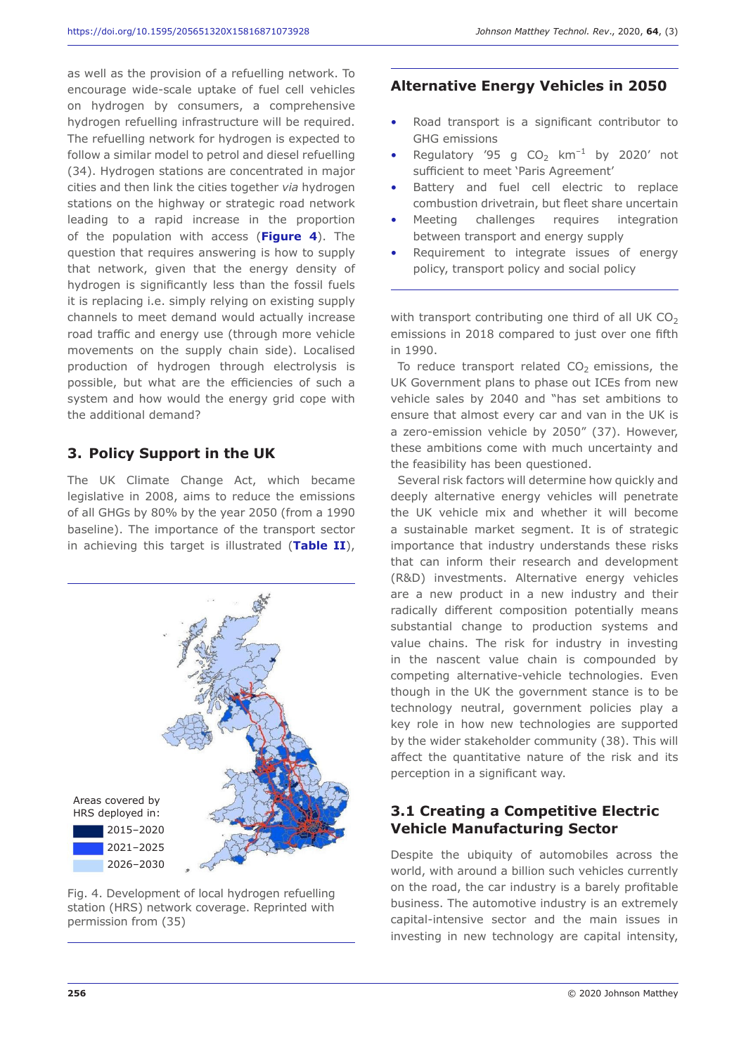as well as the provision of a refuelling network. To encourage wide-scale uptake of fuel cell vehicles on hydrogen by consumers, a comprehensive hydrogen refuelling infrastructure will be required. The refuelling network for hydrogen is expected to follow a similar model to petrol and diesel refuelling (34). Hydrogen stations are concentrated in major cities and then link the cities together *via* hydrogen stations on the highway or strategic road network leading to a rapid increase in the proportion of the population with access (**Figure 4**). The question that requires answering is how to supply that network, given that the energy density of hydrogen is significantly less than the fossil fuels it is replacing i.e. simply relying on existing supply channels to meet demand would actually increase road traffic and energy use (through more vehicle movements on the supply chain side). Localised production of hydrogen through electrolysis is possible, but what are the efficiencies of such a system and how would the energy grid cope with the additional demand?

## 3. Policy Support in the UK

The UK Climate Change Act, which became legislative in 2008, aims to reduce the emissions of all GHGs by 80% by the year 2050 (from a 1990 baseline). The importance of the transport sector in achieving this target is illustrated (**Table II**), with transport contributing one third of all UK $CO_2$ emissions in 2018 compared to just over one fifth in 1990.

Areas covered by HRS deployed in:
- 2015–2020
- 2021–2025
- 2026–2030

Fig. 4. Development of local hydrogen refuelling station (HRS) network coverage. Reprinted with permission from (35)

### Alternative Energy Vehicles in 2050

- Road transport is a significant contributor to GHG emissions
- Regulatory '95 g $CO_2$ km$^{-1}$ by 2020' not sufficient to meet 'Paris Agreement'
- Battery and fuel cell electric to replace combustion drivetrain, but fleet share uncertain
- Meeting challenges requires integration between transport and energy supply
- Requirement to integrate issues of energy policy, transport policy and social policy

To reduce transport related $CO_2$ emissions, the UK Government plans to phase out ICEs from new vehicle sales by 2040 and "has set ambitions to ensure that almost every car and van in the UK is a zero-emission vehicle by 2050" (37). However, these ambitions come with much uncertainty and the feasibility has been questioned.

Several risk factors will determine how quickly and deeply alternative energy vehicles will penetrate the UK vehicle mix and whether it will become a sustainable market segment. It is of strategic importance that industry understands these risks that can inform their research and development (R&D) investments. Alternative energy vehicles are a new product in a new industry and their radically different composition potentially means substantial change to production systems and value chains. The risk for industry in investing in the nascent value chain is compounded by competing alternative-vehicle technologies. Even though in the UK the government stance is to be technology neutral, government policies play a key role in how new technologies are supported by the wider stakeholder community (38). This will affect the quantitative nature of the risk and its perception in a significant way.

### 3.1 Creating a Competitive Electric Vehicle Manufacturing Sector

Despite the ubiquity of automobiles across the world, with around a billion such vehicles currently on the road, the car industry is a barely profitable business. The automotive industry is an extremely capital-intensive sector and the main issues in investing in new technology are capital intensity,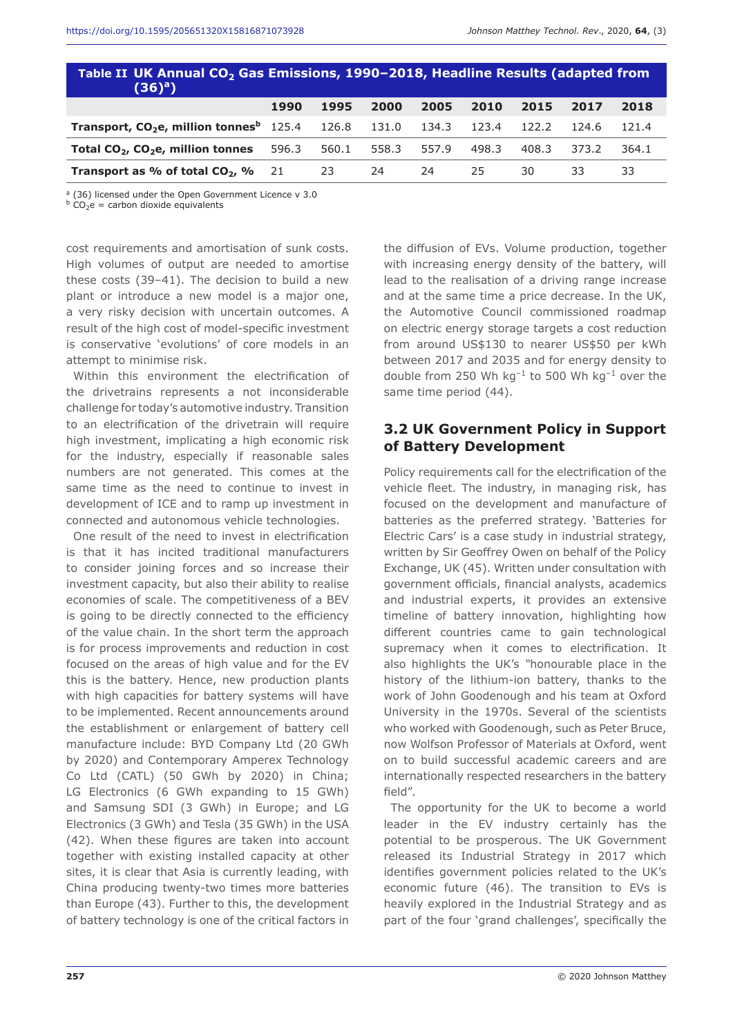**Table II UK Annual $CO_2$ Gas Emissions, 1990–2018, Headline Results (adapted from (36)[a])**

| | 1990 | 1995 | 2000 | 2005 | 2010 | 2015 | 2017 | 2018 |
|---|---|---|---|---|---|---|---|---|
| **Transport, $CO_2e$, million tonnes[b]** | 125.4 | 126.8 | 131.0 | 134.3 | 123.4 | 122.2 | 124.6 | 121.4 |
| **Total $CO_2$, $CO_2e$, million tonnes** | 596.3 | 560.1 | 558.3 | 557.9 | 498.3 | 408.3 | 373.2 | 364.1 |
| **Transport as % of total $CO_2$, %** | 21 | 23 | 24 | 24 | 25 | 30 | 33 | 33 |

[a] (36) licensed under the Open Government Licence v 3.0
[b] $CO_2e$ = carbon dioxide equivalents

cost requirements and amortisation of sunk costs. High volumes of output are needed to amortise these costs (39–41). The decision to build a new plant or introduce a new model is a major one, a very risky decision with uncertain outcomes. A result of the high cost of model-specific investment is conservative 'evolutions' of core models in an attempt to minimise risk.

Within this environment the electrification of the drivetrains represents a not inconsiderable challenge for today's automotive industry. Transition to an electrification of the drivetrain will require high investment, implicating a high economic risk for the industry, especially if reasonable sales numbers are not generated. This comes at the same time as the need to continue to invest in development of ICE and to ramp up investment in connected and autonomous vehicle technologies.

One result of the need to invest in electrification is that it has incited traditional manufacturers to consider joining forces and so increase their investment capacity, but also their ability to realise economies of scale. The competitiveness of a BEV is going to be directly connected to the efficiency of the value chain. In the short term the approach is for process improvements and reduction in cost focused on the areas of high value and for the EV this is the battery. Hence, new production plants with high capacities for battery systems will have to be implemented. Recent announcements around the establishment or enlargement of battery cell manufacture include: BYD Company Ltd (20 GWh by 2020) and Contemporary Amperex Technology Co Ltd (CATL) (50 GWh by 2020) in China; LG Electronics (6 GWh expanding to 15 GWh) and Samsung SDI (3 GWh) in Europe; and LG Electronics (3 GWh) and Tesla (35 GWh) in the USA (42). When these figures are taken into account together with existing installed capacity at other sites, it is clear that Asia is currently leading, with China producing twenty-two times more batteries than Europe (43). Further to this, the development of battery technology is one of the critical factors in the diffusion of EVs. Volume production, together with increasing energy density of the battery, will lead to the realisation of a driving range increase and at the same time a price decrease. In the UK, the Automotive Council commissioned roadmap on electric energy storage targets a cost reduction from around US$130 to nearer US$50 per kWh between 2017 and 2035 and for energy density to double from 250 Wh $kg^{-1}$ to 500 Wh $kg^{-1}$ over the same time period (44).

## 3.2 UK Government Policy in Support of Battery Development

Policy requirements call for the electrification of the vehicle fleet. The industry, in managing risk, has focused on the development and manufacture of batteries as the preferred strategy. 'Batteries for Electric Cars' is a case study in industrial strategy, written by Sir Geoffrey Owen on behalf of the Policy Exchange, UK (45). Written under consultation with government officials, financial analysts, academics and industrial experts, it provides an extensive timeline of battery innovation, highlighting how different countries came to gain technological supremacy when it comes to electrification. It also highlights the UK's "honourable place in the history of the lithium-ion battery, thanks to the work of John Goodenough and his team at Oxford University in the 1970s. Several of the scientists who worked with Goodenough, such as Peter Bruce, now Wolfson Professor of Materials at Oxford, went on to build successful academic careers and are internationally respected researchers in the battery field".

The opportunity for the UK to become a world leader in the EV industry certainly has the potential to be prosperous. The UK Government released its Industrial Strategy in 2017 which identifies government policies related to the UK's economic future (46). The transition to EVs is heavily explored in the Industrial Strategy and as part of the four 'grand challenges', specifically the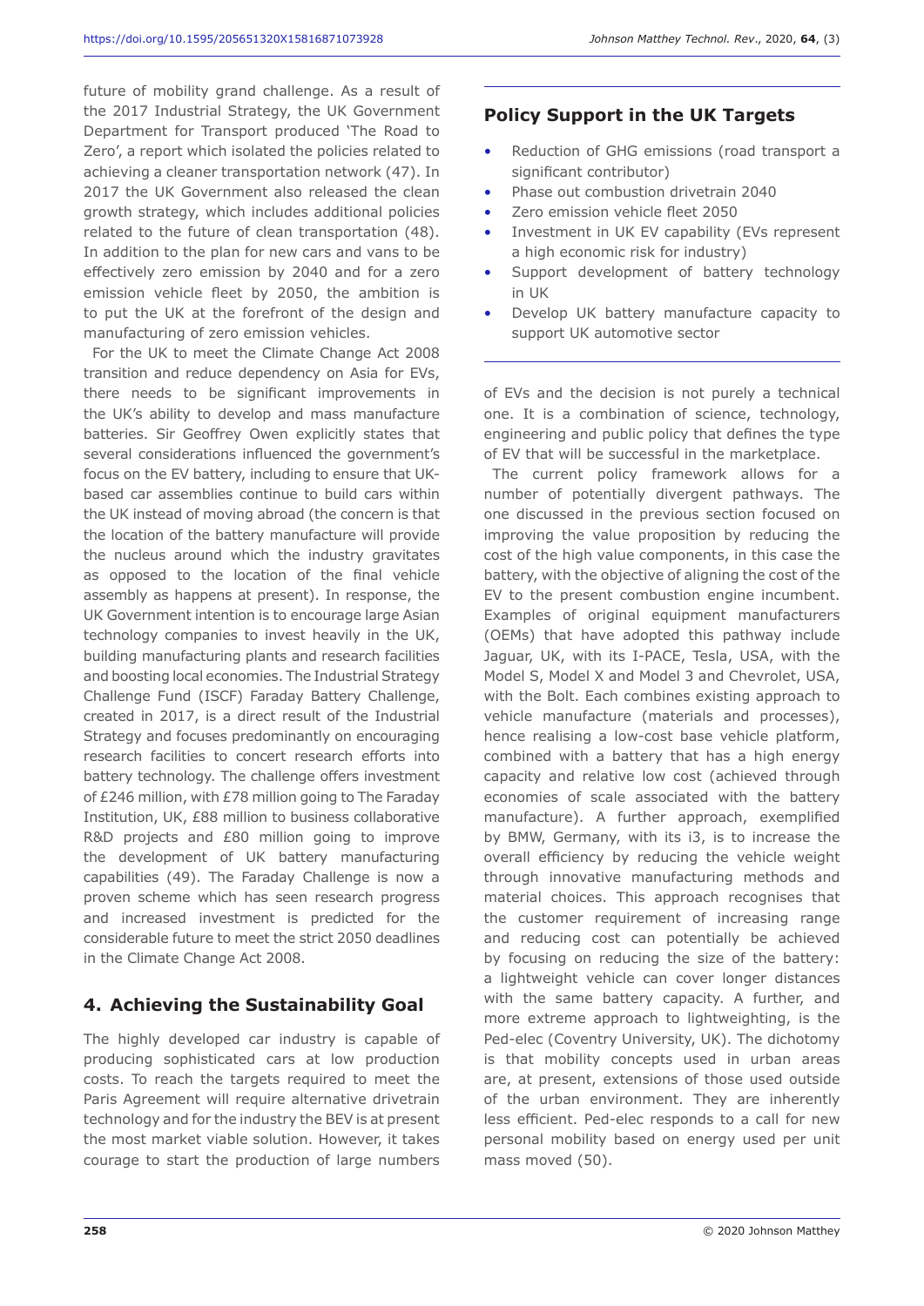future of mobility grand challenge. As a result of the 2017 Industrial Strategy, the UK Government Department for Transport produced 'The Road to Zero', a report which isolated the policies related to achieving a cleaner transportation network (47). In 2017 the UK Government also released the clean growth strategy, which includes additional policies related to the future of clean transportation (48). In addition to the plan for new cars and vans to be effectively zero emission by 2040 and for a zero emission vehicle fleet by 2050, the ambition is to put the UK at the forefront of the design and manufacturing of zero emission vehicles.

For the UK to meet the Climate Change Act 2008 transition and reduce dependency on Asia for EVs, there needs to be significant improvements in the UK's ability to develop and mass manufacture batteries. Sir Geoffrey Owen explicitly states that several considerations influenced the government's focus on the EV battery, including to ensure that UK-based car assemblies continue to build cars within the UK instead of moving abroad (the concern is that the location of the battery manufacture will provide the nucleus around which the industry gravitates as opposed to the location of the final vehicle assembly as happens at present). In response, the UK Government intention is to encourage large Asian technology companies to invest heavily in the UK, building manufacturing plants and research facilities and boosting local economies. The Industrial Strategy Challenge Fund (ISCF) Faraday Battery Challenge, created in 2017, is a direct result of the Industrial Strategy and focuses predominantly on encouraging research facilities to concert research efforts into battery technology. The challenge offers investment of £246 million, with £78 million going to The Faraday Institution, UK, £88 million to business collaborative R&D projects and £80 million going to improve the development of UK battery manufacturing capabilities (49). The Faraday Challenge is now a proven scheme which has seen research progress and increased investment is predicted for the considerable future to meet the strict 2050 deadlines in the Climate Change Act 2008.

### Policy Support in the UK Targets

- Reduction of GHG emissions (road transport a significant contributor)
- Phase out combustion drivetrain 2040
- Zero emission vehicle fleet 2050
- Investment in UK EV capability (EVs represent a high economic risk for industry)
- Support development of battery technology in UK
- Develop UK battery manufacture capacity to support UK automotive sector

## 4. Achieving the Sustainability Goal

The highly developed car industry is capable of producing sophisticated cars at low production costs. To reach the targets required to meet the Paris Agreement will require alternative drivetrain technology and for the industry the BEV is at present the most market viable solution. However, it takes courage to start the production of large numbers of EVs and the decision is not purely a technical one. It is a combination of science, technology, engineering and public policy that defines the type of EV that will be successful in the marketplace.

The current policy framework allows for a number of potentially divergent pathways. The one discussed in the previous section focused on improving the value proposition by reducing the cost of the high value components, in this case the battery, with the objective of aligning the cost of the EV to the present combustion engine incumbent. Examples of original equipment manufacturers (OEMs) that have adopted this pathway include Jaguar, UK, with its I-PACE, Tesla, USA, with the Model S, Model X and Model 3 and Chevrolet, USA, with the Bolt. Each combines existing approach to vehicle manufacture (materials and processes), hence realising a low-cost base vehicle platform, combined with a battery that has a high energy capacity and relative low cost (achieved through economies of scale associated with the battery manufacture). A further approach, exemplified by BMW, Germany, with its i3, is to increase the overall efficiency by reducing the vehicle weight through innovative manufacturing methods and material choices. This approach recognises that the customer requirement of increasing range and reducing cost can potentially be achieved by focusing on reducing the size of the battery: a lightweight vehicle can cover longer distances with the same battery capacity. A further, and more extreme approach to lightweighting, is the Ped-elec (Coventry University, UK). The dichotomy is that mobility concepts used in urban areas are, at present, extensions of those used outside of the urban environment. They are inherently less efficient. Ped-elec responds to a call for new personal mobility based on energy used per unit mass moved (50).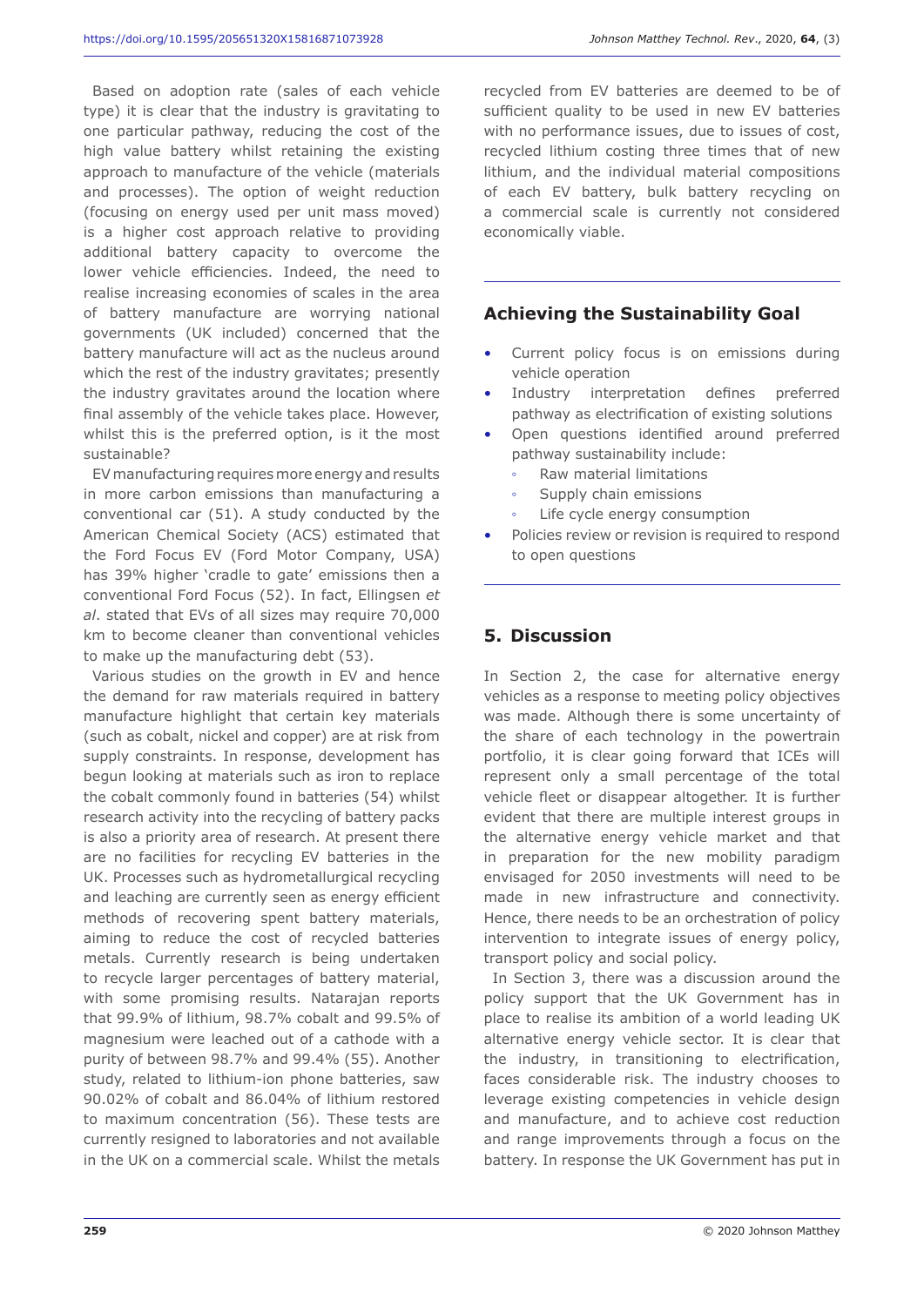Based on adoption rate (sales of each vehicle type) it is clear that the industry is gravitating to one particular pathway, reducing the cost of the high value battery whilst retaining the existing approach to manufacture of the vehicle (materials and processes). The option of weight reduction (focusing on energy used per unit mass moved) is a higher cost approach relative to providing additional battery capacity to overcome the lower vehicle efficiencies. Indeed, the need to realise increasing economies of scales in the area of battery manufacture are worrying national governments (UK included) concerned that the battery manufacture will act as the nucleus around which the rest of the industry gravitates; presently the industry gravitates around the location where final assembly of the vehicle takes place. However, whilst this is the preferred option, is it the most sustainable?

EV manufacturing requires more energy and results in more carbon emissions than manufacturing a conventional car (51). A study conducted by the American Chemical Society (ACS) estimated that the Ford Focus EV (Ford Motor Company, USA) has 39% higher 'cradle to gate' emissions then a conventional Ford Focus (52). In fact, Ellingsen *et al*. stated that EVs of all sizes may require 70,000 km to become cleaner than conventional vehicles to make up the manufacturing debt (53).

Various studies on the growth in EV and hence the demand for raw materials required in battery manufacture highlight that certain key materials (such as cobalt, nickel and copper) are at risk from supply constraints. In response, development has begun looking at materials such as iron to replace the cobalt commonly found in batteries (54) whilst research activity into the recycling of battery packs is also a priority area of research. At present there are no facilities for recycling EV batteries in the UK. Processes such as hydrometallurgical recycling and leaching are currently seen as energy efficient methods of recovering spent battery materials, aiming to reduce the cost of recycled batteries metals. Currently research is being undertaken to recycle larger percentages of battery material, with some promising results. Natarajan reports that 99.9% of lithium, 98.7% cobalt and 99.5% of magnesium were leached out of a cathode with a purity of between 98.7% and 99.4% (55). Another study, related to lithium-ion phone batteries, saw 90.02% of cobalt and 86.04% of lithium restored to maximum concentration (56). These tests are currently resigned to laboratories and not available in the UK on a commercial scale. Whilst the metals recycled from EV batteries are deemed to be of sufficient quality to be used in new EV batteries with no performance issues, due to issues of cost, recycled lithium costing three times that of new lithium, and the individual material compositions of each EV battery, bulk battery recycling on a commercial scale is currently not considered economically viable.

---

### Achieving the Sustainability Goal

- Current policy focus is on emissions during vehicle operation
- Industry interpretation defines preferred pathway as electrification of existing solutions
- Open questions identified around preferred pathway sustainability include:
  - Raw material limitations
  - Supply chain emissions
  - Life cycle energy consumption
- Policies review or revision is required to respond to open questions

---

## 5. Discussion

In Section 2, the case for alternative energy vehicles as a response to meeting policy objectives was made. Although there is some uncertainty of the share of each technology in the powertrain portfolio, it is clear going forward that ICEs will represent only a small percentage of the total vehicle fleet or disappear altogether. It is further evident that there are multiple interest groups in the alternative energy vehicle market and that in preparation for the new mobility paradigm envisaged for 2050 investments will need to be made in new infrastructure and connectivity. Hence, there needs to be an orchestration of policy intervention to integrate issues of energy policy, transport policy and social policy.

In Section 3, there was a discussion around the policy support that the UK Government has in place to realise its ambition of a world leading UK alternative energy vehicle sector. It is clear that the industry, in transitioning to electrification, faces considerable risk. The industry chooses to leverage existing competencies in vehicle design and manufacture, and to achieve cost reduction and range improvements through a focus on the battery. In response the UK Government has put in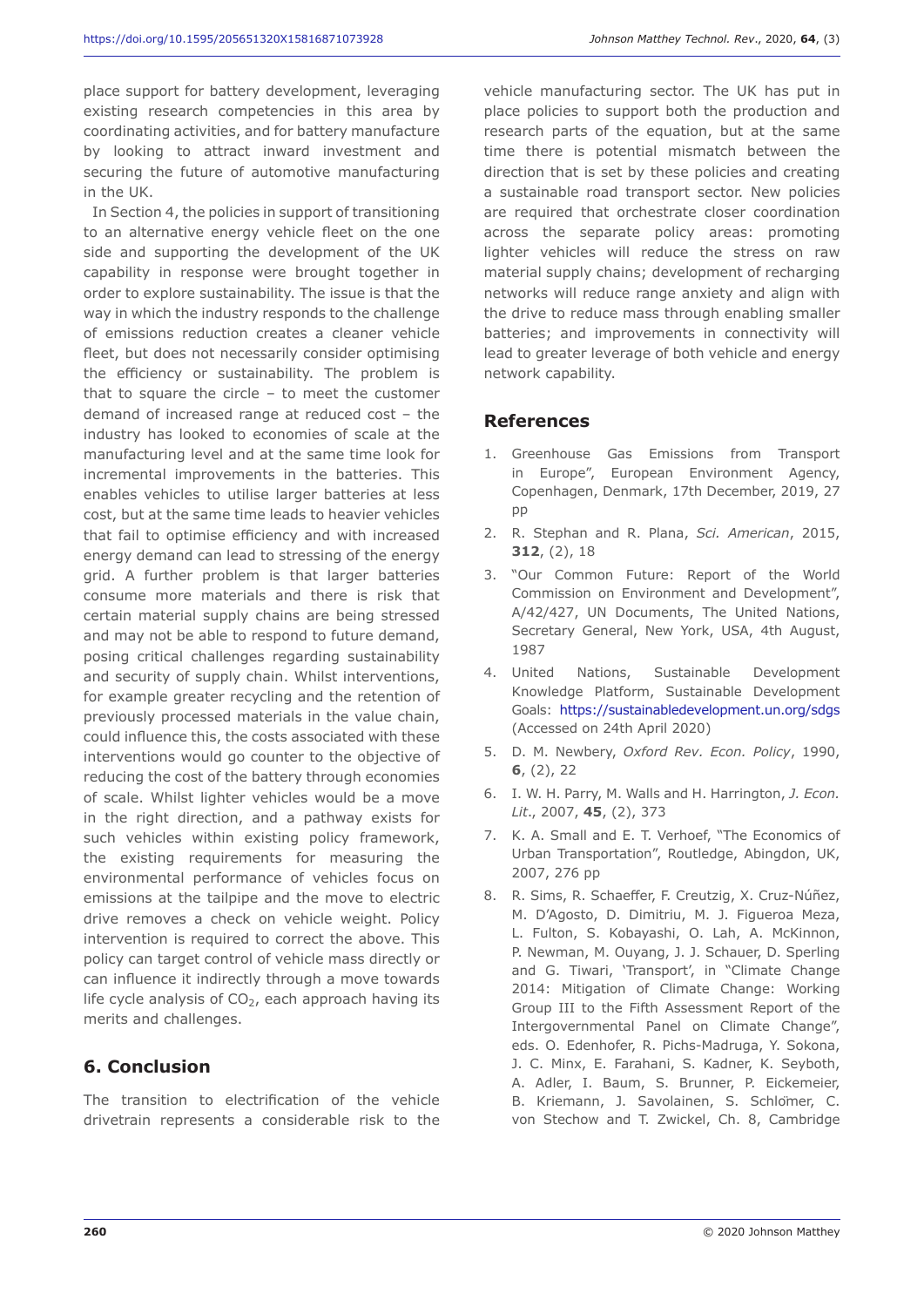place support for battery development, leveraging existing research competencies in this area by coordinating activities, and for battery manufacture by looking to attract inward investment and securing the future of automotive manufacturing in the UK.

In Section 4, the policies in support of transitioning to an alternative energy vehicle fleet on the one side and supporting the development of the UK capability in response were brought together in order to explore sustainability. The issue is that the way in which the industry responds to the challenge of emissions reduction creates a cleaner vehicle fleet, but does not necessarily consider optimising the efficiency or sustainability. The problem is that to square the circle – to meet the customer demand of increased range at reduced cost – the industry has looked to economies of scale at the manufacturing level and at the same time look for incremental improvements in the batteries. This enables vehicles to utilise larger batteries at less cost, but at the same time leads to heavier vehicles that fail to optimise efficiency and with increased energy demand can lead to stressing of the energy grid. A further problem is that larger batteries consume more materials and there is risk that certain material supply chains are being stressed and may not be able to respond to future demand, posing critical challenges regarding sustainability and security of supply chain. Whilst interventions, for example greater recycling and the retention of previously processed materials in the value chain, could influence this, the costs associated with these interventions would go counter to the objective of reducing the cost of the battery through economies of scale. Whilst lighter vehicles would be a move in the right direction, and a pathway exists for such vehicles within existing policy framework, the existing requirements for measuring the environmental performance of vehicles focus on emissions at the tailpipe and the move to electric drive removes a check on vehicle weight. Policy intervention is required to correct the above. This policy can target control of vehicle mass directly or can influence it indirectly through a move towards life cycle analysis of $CO_2$, each approach having its merits and challenges.

## 6. Conclusion

The transition to electrification of the vehicle drivetrain represents a considerable risk to the vehicle manufacturing sector. The UK has put in place policies to support both the production and research parts of the equation, but at the same time there is potential mismatch between the direction that is set by these policies and creating a sustainable road transport sector. New policies are required that orchestrate closer coordination across the separate policy areas: promoting lighter vehicles will reduce the stress on raw material supply chains; development of recharging networks will reduce range anxiety and align with the drive to reduce mass through enabling smaller batteries; and improvements in connectivity will lead to greater leverage of both vehicle and energy network capability.

## References

1. Greenhouse Gas Emissions from Transport in Europe", European Environment Agency, Copenhagen, Denmark, 17th December, 2019, 27 pp
2. R. Stephan and R. Plana, *Sci. American*, 2015, **312**, (2), 18
3. "Our Common Future: Report of the World Commission on Environment and Development", A/42/427, UN Documents, The United Nations, Secretary General, New York, USA, 4th August, 1987
4. United Nations, Sustainable Development Knowledge Platform, Sustainable Development Goals: https://sustainabledevelopment.un.org/sdgs (Accessed on 24th April 2020)
5. D. M. Newbery, *Oxford Rev. Econ. Policy*, 1990, **6**, (2), 22
6. I. W. H. Parry, M. Walls and H. Harrington, *J. Econ. Lit.*, 2007, **45**, (2), 373
7. K. A. Small and E. T. Verhoef, "The Economics of Urban Transportation", Routledge, Abingdon, UK, 2007, 276 pp
8. R. Sims, R. Schaeffer, F. Creutzig, X. Cruz-Núñez, M. D'Agosto, D. Dimitriu, M. J. Figueroa Meza, L. Fulton, S. Kobayashi, O. Lah, A. McKinnon, P. Newman, M. Ouyang, J. J. Schauer, D. Sperling and G. Tiwari, 'Transport', in "Climate Change 2014: Mitigation of Climate Change: Working Group III to the Fifth Assessment Report of the Intergovernmental Panel on Climate Change", eds. O. Edenhofer, R. Pichs-Madruga, Y. Sokona, J. C. Minx, E. Farahani, S. Kadner, K. Seyboth, A. Adler, I. Baum, S. Brunner, P. Eickemeier, B. Kriemann, J. Savolainen, S. Schlömer, C. von Stechow and T. Zwickel, Ch. 8, Cambridge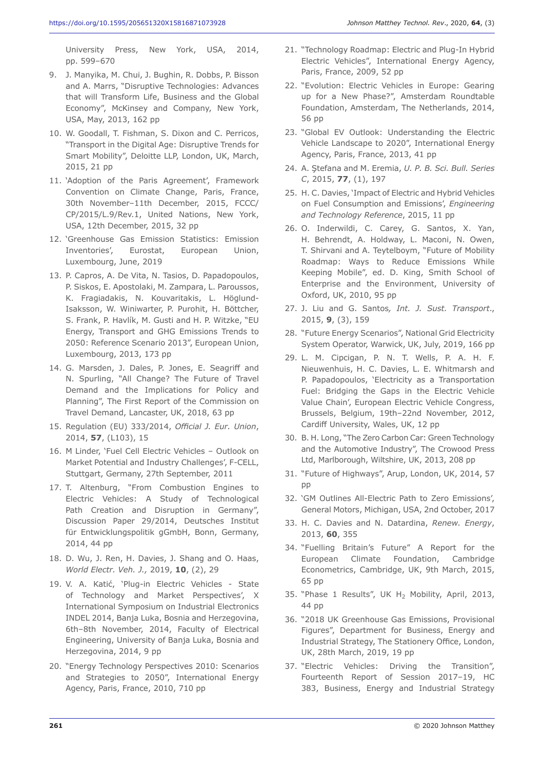University Press, New York, USA, 2014, pp. 599–670

9. J. Manyika, M. Chui, J. Bughin, R. Dobbs, P. Bisson and A. Marrs, "Disruptive Technologies: Advances that will Transform Life, Business and the Global Economy", McKinsey and Company, New York, USA, May, 2013, 162 pp
10. W. Goodall, T. Fishman, S. Dixon and C. Perricos, "Transport in the Digital Age: Disruptive Trends for Smart Mobility", Deloitte LLP, London, UK, March, 2015, 21 pp
11. 'Adoption of the Paris Agreement', Framework Convention on Climate Change, Paris, France, 30th November–11th December, 2015, FCCC/CP/2015/L.9/Rev.1, United Nations, New York, USA, 12th December, 2015, 32 pp
12. 'Greenhouse Gas Emission Statistics: Emission Inventories', Eurostat, European Union, Luxembourg, June, 2019
13. P. Capros, A. De Vita, N. Tasios, D. Papadopoulos, P. Siskos, E. Apostolaki, M. Zampara, L. Paroussos, K. Fragiadakis, N. Kouvaritakis, L. Höglund-Isaksson, W. Winiwarter, P. Purohit, H. Böttcher, S. Frank, P. Havlík, M. Gusti and H. P. Witzke, "EU Energy, Transport and GHG Emissions Trends to 2050: Reference Scenario 2013", European Union, Luxembourg, 2013, 173 pp
14. G. Marsden, J. Dales, P. Jones, E. Seagriff and N. Spurling, "All Change? The Future of Travel Demand and the Implications for Policy and Planning", The First Report of the Commission on Travel Demand, Lancaster, UK, 2018, 63 pp
15. Regulation (EU) 333/2014, *Official J. Eur. Union*, 2014, **57**, (L103), 15
16. M Linder, 'Fuel Cell Electric Vehicles – Outlook on Market Potential and Industry Challenges', F-CELL, Stuttgart, Germany, 27th September, 2011
17. T. Altenburg, "From Combustion Engines to Electric Vehicles: A Study of Technological Path Creation and Disruption in Germany", Discussion Paper 29/2014, Deutsches Institut für Entwicklungspolitik gGmbH, Bonn, Germany, 2014, 44 pp
18. D. Wu, J. Ren, H. Davies, J. Shang and O. Haas, *World Electr. Veh. J.,* 2019, **10**, (2), 29
19. V. A. Katić, 'Plug-in Electric Vehicles - State of Technology and Market Perspectives', X International Symposium on Industrial Electronics INDEL 2014, Banja Luka, Bosnia and Herzegovina, 6th–8th November, 2014, Faculty of Electrical Engineering, University of Banja Luka, Bosnia and Herzegovina, 2014, 9 pp
20. "Energy Technology Perspectives 2010: Scenarios and Strategies to 2050", International Energy Agency, Paris, France, 2010, 710 pp
21. "Technology Roadmap: Electric and Plug-In Hybrid Electric Vehicles", International Energy Agency, Paris, France, 2009, 52 pp
22. "Evolution: Electric Vehicles in Europe: Gearing up for a New Phase?", Amsterdam Roundtable Foundation, Amsterdam, The Netherlands, 2014, 56 pp
23. "Global EV Outlook: Understanding the Electric Vehicle Landscape to 2020", International Energy Agency, Paris, France, 2013, 41 pp
24. A. Ştefana and M. Eremia, *U. P. B. Sci. Bull. Series C*, 2015, **77**, (1), 197
25. H. C. Davies, 'Impact of Electric and Hybrid Vehicles on Fuel Consumption and Emissions', *Engineering and Technology Reference*, 2015, 11 pp
26. O. Inderwildi, C. Carey, G. Santos, X. Yan, H. Behrendt, A. Holdway, L. Maconi, N. Owen, T. Shirvani and A. Teytelboym, "Future of Mobility Roadmap: Ways to Reduce Emissions While Keeping Mobile", ed. D. King, Smith School of Enterprise and the Environment, University of Oxford, UK, 2010, 95 pp
27. J. Liu and G. Santos*, Int. J. Sust. Transport.*, 2015, **9**, (3), 159
28. "Future Energy Scenarios", National Grid Electricity System Operator, Warwick, UK, July, 2019, 166 pp
29. L. M. Cipcigan, P. N. T. Wells, P. A. H. F. Nieuwenhuis, H. C. Davies, L. E. Whitmarsh and P. Papadopoulos, 'Electricity as a Transportation Fuel: Bridging the Gaps in the Electric Vehicle Value Chain', European Electric Vehicle Congress, Brussels, Belgium, 19th–22nd November, 2012, Cardiff University, Wales, UK, 12 pp
30. B. H. Long, "The Zero Carbon Car: Green Technology and the Automotive Industry", The Crowood Press Ltd, Marlborough, Wiltshire, UK, 2013, 208 pp
31. "Future of Highways", Arup, London, UK, 2014, 57 pp
32. 'GM Outlines All-Electric Path to Zero Emissions', General Motors, Michigan, USA, 2nd October, 2017
33. H. C. Davies and N. Datardina, *Renew. Energy*, 2013, **60**, 355
34. "Fuelling Britain's Future" A Report for the European Climate Foundation, Cambridge Econometrics, Cambridge, UK, 9th March, 2015, 65 pp
35. "Phase 1 Results", UK $H_2$ Mobility, April, 2013, 44 pp
36. "2018 UK Greenhouse Gas Emissions, Provisional Figures", Department for Business, Energy and Industrial Strategy, The Stationery Office, London, UK, 28th March, 2019, 19 pp
37. "Electric Vehicles: Driving the Transition", Fourteenth Report of Session 2017–19, HC 383, Business, Energy and Industrial Strategy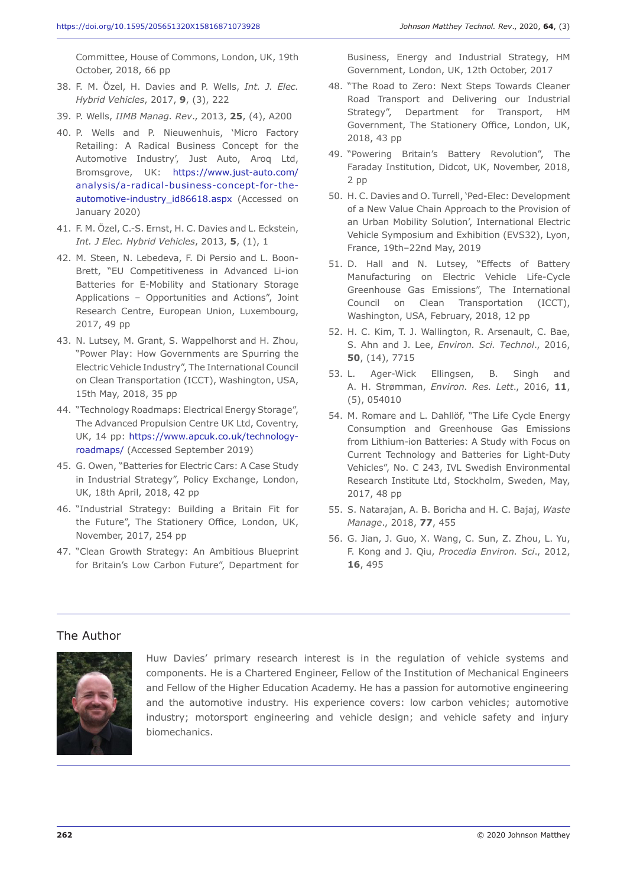Committee, House of Commons, London, UK, 19th October, 2018, 66 pp

38. F. M. Özel, H. Davies and P. Wells, *Int. J. Elec. Hybrid Vehicles*, 2017, **9**, (3), 222
39. P. Wells, *IIMB Manag. Rev*., 2013, **25**, (4), A200
40. P. Wells and P. Nieuwenhuis, 'Micro Factory Retailing: A Radical Business Concept for the Automotive Industry', Just Auto, Aroq Ltd, Bromsgrove, UK: https://www.just-auto.com/analysis/a-radical-business-concept-for-the-automotive-industry_id86618.aspx (Accessed on January 2020)
41. F. M. Özel, C.-S. Ernst, H. C. Davies and L. Eckstein, *Int. J Elec. Hybrid Vehicles*, 2013, **5**, (1), 1
42. M. Steen, N. Lebedeva, F. Di Persio and L. Boon-Brett, "EU Competitiveness in Advanced Li-ion Batteries for E-Mobility and Stationary Storage Applications – Opportunities and Actions", Joint Research Centre, European Union, Luxembourg, 2017, 49 pp
43. N. Lutsey, M. Grant, S. Wappelhorst and H. Zhou, "Power Play: How Governments are Spurring the Electric Vehicle Industry", The International Council on Clean Transportation (ICCT), Washington, USA, 15th May, 2018, 35 pp
44. "Technology Roadmaps: Electrical Energy Storage", The Advanced Propulsion Centre UK Ltd, Coventry, UK, 14 pp: https://www.apcuk.co.uk/technology-roadmaps/ (Accessed September 2019)
45. G. Owen, "Batteries for Electric Cars: A Case Study in Industrial Strategy", Policy Exchange, London, UK, 18th April, 2018, 42 pp
46. "Industrial Strategy: Building a Britain Fit for the Future", The Stationery Office, London, UK, November, 2017, 254 pp
47. "Clean Growth Strategy: An Ambitious Blueprint for Britain's Low Carbon Future", Department for Business, Energy and Industrial Strategy, HM Government, London, UK, 12th October, 2017
48. "The Road to Zero: Next Steps Towards Cleaner Road Transport and Delivering our Industrial Strategy", Department for Transport, HM Government, The Stationery Office, London, UK, 2018, 43 pp
49. "Powering Britain's Battery Revolution", The Faraday Institution, Didcot, UK, November, 2018, 2 pp
50. H. C. Davies and O. Turrell, 'Ped-Elec: Development of a New Value Chain Approach to the Provision of an Urban Mobility Solution', International Electric Vehicle Symposium and Exhibition (EVS32), Lyon, France, 19th–22nd May, 2019
51. D. Hall and N. Lutsey, "Effects of Battery Manufacturing on Electric Vehicle Life-Cycle Greenhouse Gas Emissions", The International Council on Clean Transportation (ICCT), Washington, USA, February, 2018, 12 pp
52. H. C. Kim, T. J. Wallington, R. Arsenault, C. Bae, S. Ahn and J. Lee, *Environ. Sci. Technol*., 2016, **50**, (14), 7715
53. L. Ager-Wick Ellingsen, B. Singh and A. H. Strømman, *Environ. Res. Lett*., 2016, **11**, (5), 054010
54. M. Romare and L. Dahllöf, "The Life Cycle Energy Consumption and Greenhouse Gas Emissions from Lithium-ion Batteries: A Study with Focus on Current Technology and Batteries for Light-Duty Vehicles", No. C 243, IVL Swedish Environmental Research Institute Ltd, Stockholm, Sweden, May, 2017, 48 pp
55. S. Natarajan, A. B. Boricha and H. C. Bajaj, *Waste Manage*., 2018, **77**, 455
56. G. Jian, J. Guo, X. Wang, C. Sun, Z. Zhou, L. Yu, F. Kong and J. Qiu, *Procedia Environ. Sci*., 2012, **16**, 495

## The Author

Huw Davies' primary research interest is in the regulation of vehicle systems and components. He is a Chartered Engineer, Fellow of the Institution of Mechanical Engineers and Fellow of the Higher Education Academy. He has a passion for automotive engineering and the automotive industry. His experience covers: low carbon vehicles; automotive industry; motorsport engineering and vehicle design; and vehicle safety and injury biomechanics.